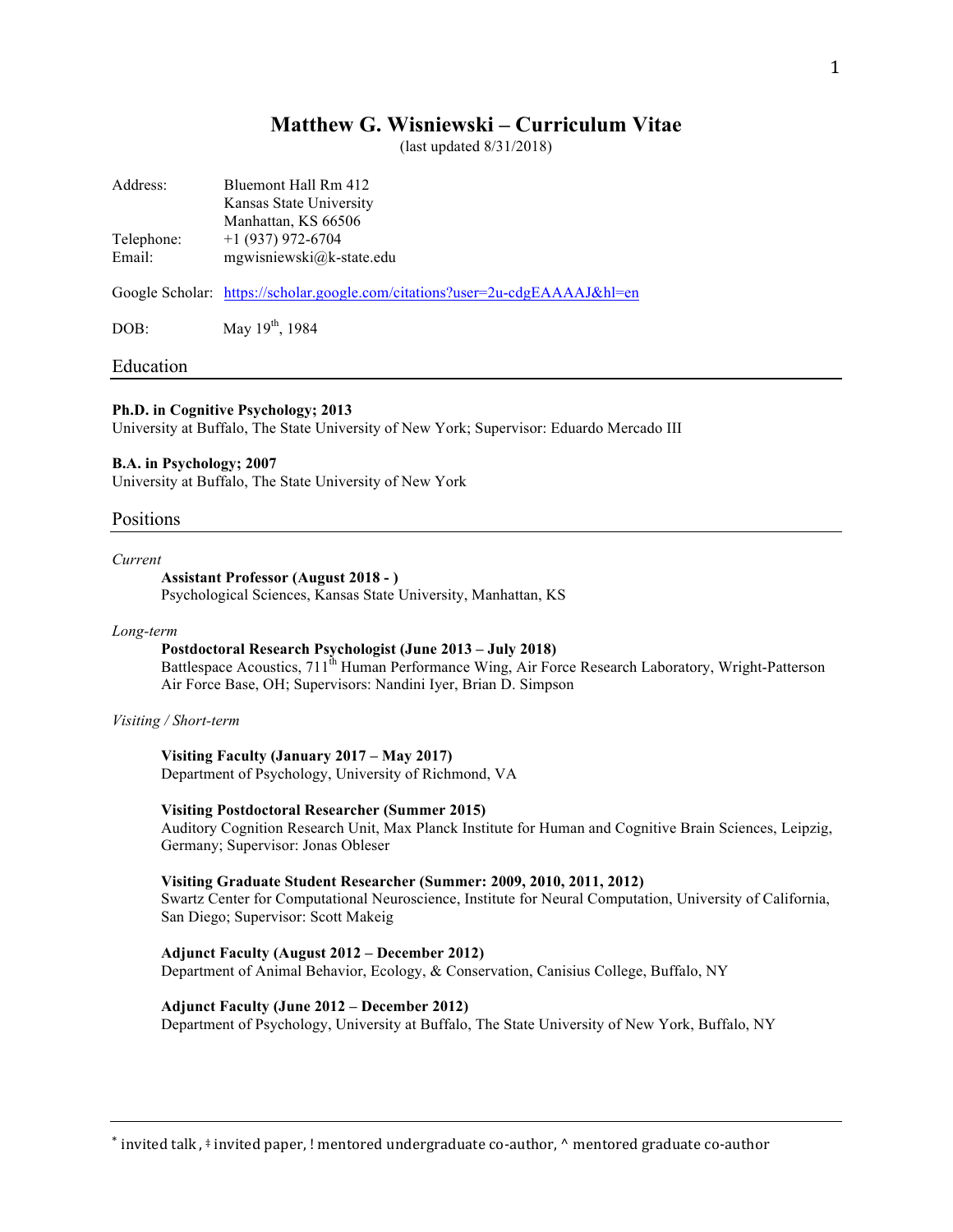# Matthew G. Wisniewski – Curriculum Vitae

(last updated 8/31/2018)

Address: Bluemont Hall Rm 412
Kansas State University
Manhattan, KS 66506

Telephone: +1 (937) 972-6704

Email: mgwisniewski@k-state.edu

Google Scholar: [https://scholar.google.com/citations?user=2u-cdgEAAAAJ&hl=en](https://scholar.google.com/citations?user=2u-cdgEAAAAJ&hl=en)

DOB: May 19th, 1984

## Education

**Ph.D. in Cognitive Psychology; 2013**
University at Buffalo, The State University of New York; Supervisor: Eduardo Mercado III

**B.A. in Psychology; 2007**
University at Buffalo, The State University of New York

## Positions

*Current*

**Assistant Professor (August 2018 - )**
Psychological Sciences, Kansas State University, Manhattan, KS

*Long-term*

**Postdoctoral Research Psychologist (June 2013 – July 2018)**
Battlespace Acoustics, 711th Human Performance Wing, Air Force Research Laboratory, Wright-Patterson Air Force Base, OH; Supervisors: Nandini Iyer, Brian D. Simpson

*Visiting / Short-term*

**Visiting Faculty (January 2017 – May 2017)**
Department of Psychology, University of Richmond, VA

**Visiting Postdoctoral Researcher (Summer 2015)**
Auditory Cognition Research Unit, Max Planck Institute for Human and Cognitive Brain Sciences, Leipzig, Germany; Supervisor: Jonas Obleser

**Visiting Graduate Student Researcher (Summer: 2009, 2010, 2011, 2012)**
Swartz Center for Computational Neuroscience, Institute for Neural Computation, University of California, San Diego; Supervisor: Scott Makeig

**Adjunct Faculty (August 2012 – December 2012)**
Department of Animal Behavior, Ecology, & Conservation, Canisius College, Buffalo, NY

**Adjunct Faculty (June 2012 – December 2012)**
Department of Psychology, University at Buffalo, The State University of New York, Buffalo, NY

\* invited talk, ‡ invited paper, ! mentored undergraduate co-author, ^ mentored graduate co-author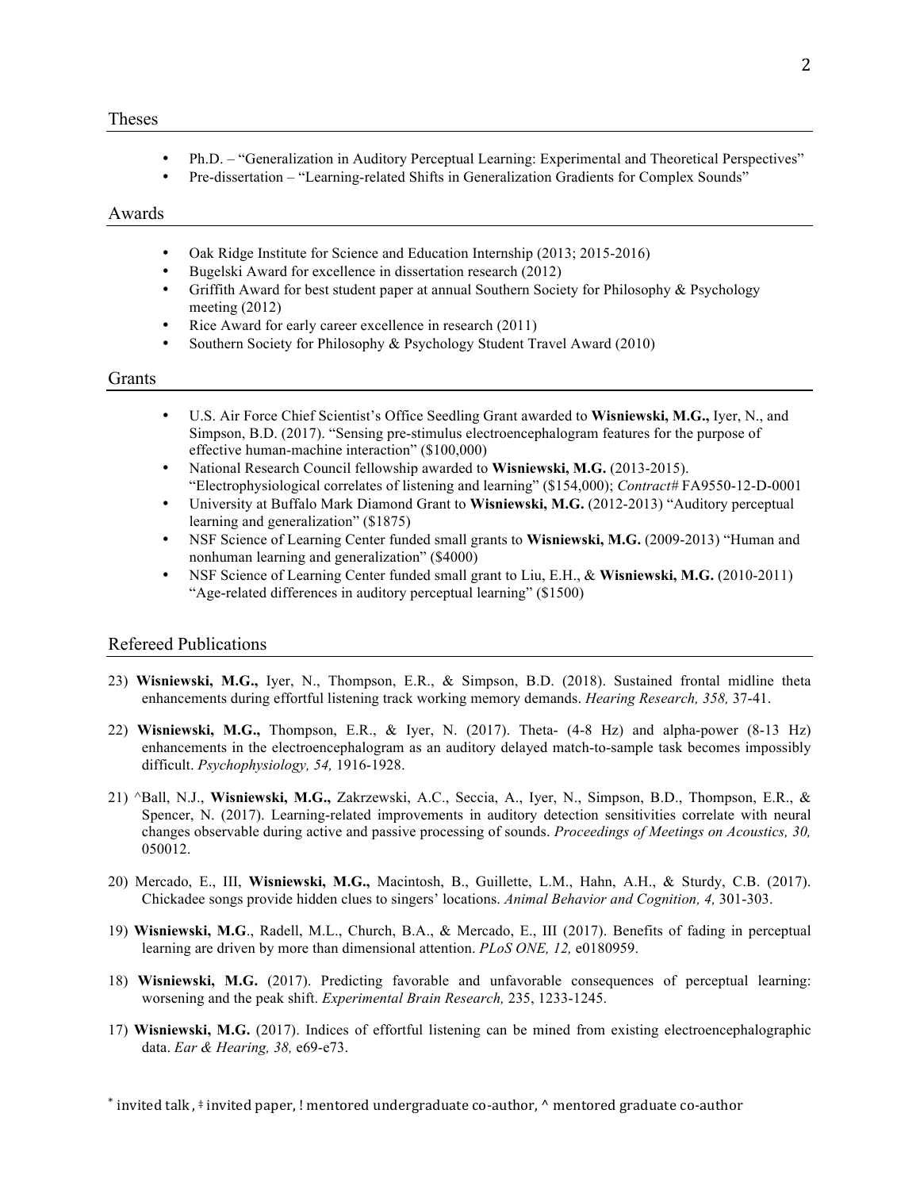## Theses

- Ph.D. – "Generalization in Auditory Perceptual Learning: Experimental and Theoretical Perspectives"
- Pre-dissertation – "Learning-related Shifts in Generalization Gradients for Complex Sounds"

## Awards

- Oak Ridge Institute for Science and Education Internship (2013; 2015-2016)
- Bugelski Award for excellence in dissertation research (2012)
- Griffith Award for best student paper at annual Southern Society for Philosophy & Psychology meeting (2012)
- Rice Award for early career excellence in research (2011)
- Southern Society for Philosophy & Psychology Student Travel Award (2010)

## Grants

- U.S. Air Force Chief Scientist's Office Seedling Grant awarded to **Wisniewski, M.G.,** Iyer, N., and Simpson, B.D. (2017). "Sensing pre-stimulus electroencephalogram features for the purpose of effective human-machine interaction" ($100,000)
- National Research Council fellowship awarded to **Wisniewski, M.G.** (2013-2015). "Electrophysiological correlates of listening and learning" ($154,000); *Contract#* FA9550-12-D-0001
- University at Buffalo Mark Diamond Grant to **Wisniewski, M.G.** (2012-2013) "Auditory perceptual learning and generalization" ($1875)
- NSF Science of Learning Center funded small grants to **Wisniewski, M.G.** (2009-2013) "Human and nonhuman learning and generalization" ($4000)
- NSF Science of Learning Center funded small grant to Liu, E.H., & **Wisniewski, M.G.** (2010-2011) "Age-related differences in auditory perceptual learning" ($1500)

## Refereed Publications

23) **Wisniewski, M.G.,** Iyer, N., Thompson, E.R., & Simpson, B.D. (2018). Sustained frontal midline theta enhancements during effortful listening track working memory demands. *Hearing Research, 358,* 37-41.

22) **Wisniewski, M.G.,** Thompson, E.R., & Iyer, N. (2017). Theta- (4-8 Hz) and alpha-power (8-13 Hz) enhancements in the electroencephalogram as an auditory delayed match-to-sample task becomes impossibly difficult. *Psychophysiology, 54,* 1916-1928.

21) ^Ball, N.J., **Wisniewski, M.G.,** Zakrzewski, A.C., Seccia, A., Iyer, N., Simpson, B.D., Thompson, E.R., & Spencer, N. (2017). Learning-related improvements in auditory detection sensitivities correlate with neural changes observable during active and passive processing of sounds. *Proceedings of Meetings on Acoustics, 30,* 050012.

20) Mercado, E., III, **Wisniewski, M.G.,** Macintosh, B., Guillette, L.M., Hahn, A.H., & Sturdy, C.B. (2017). Chickadee songs provide hidden clues to singers' locations. *Animal Behavior and Cognition, 4,* 301-303.

19) **Wisniewski, M.G**., Radell, M.L., Church, B.A., & Mercado, E., III (2017). Benefits of fading in perceptual learning are driven by more than dimensional attention. *PLoS ONE, 12,* e0180959.

18) **Wisniewski, M.G.** (2017). Predicting favorable and unfavorable consequences of perceptual learning: worsening and the peak shift. *Experimental Brain Research,* 235, 1233-1245.

17) **Wisniewski, M.G.** (2017). Indices of effortful listening can be mined from existing electroencephalographic data. *Ear & Hearing, 38,* e69-e73.

\* invited talk, ‡ invited paper, ! mentored undergraduate co-author, ^ mentored graduate co-author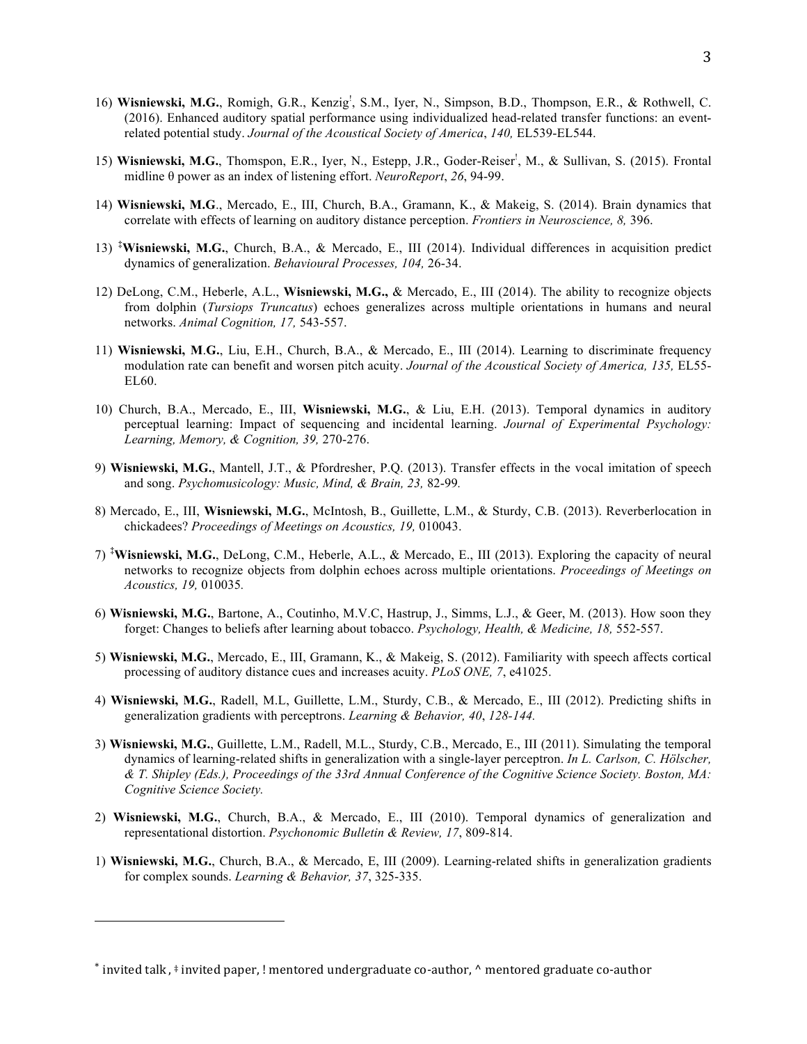16) **Wisniewski, M.G.**, Romigh, G.R., Kenzig[!], S.M., Iyer, N., Simpson, B.D., Thompson, E.R., & Rothwell, C. (2016). Enhanced auditory spatial performance using individualized head-related transfer functions: an event-related potential study. *Journal of the Acoustical Society of America*, *140,* EL539-EL544.

15) **Wisniewski, M.G.**, Thomspon, E.R., Iyer, N., Estepp, J.R., Goder-Reiser[!], M., & Sullivan, S. (2015). Frontal midline θ power as an index of listening effort. *NeuroReport*, *26*, 94-99.

14) **Wisniewski, M.G**., Mercado, E., III, Church, B.A., Gramann, K., & Makeig, S. (2014). Brain dynamics that correlate with effects of learning on auditory distance perception. *Frontiers in Neuroscience, 8,* 396.

13) [‡]**Wisniewski, M.G.**, Church, B.A., & Mercado, E., III (2014). Individual differences in acquisition predict dynamics of generalization. *Behavioural Processes, 104,* 26-34.

12) DeLong, C.M., Heberle, A.L., **Wisniewski, M.G.,** & Mercado, E., III (2014). The ability to recognize objects from dolphin (*Tursiops Truncatus*) echoes generalizes across multiple orientations in humans and neural networks. *Animal Cognition, 17,* 543-557.

11) **Wisniewski, M.G.**, Liu, E.H., Church, B.A., & Mercado, E., III (2014). Learning to discriminate frequency modulation rate can benefit and worsen pitch acuity. *Journal of the Acoustical Society of America, 135,* EL55-EL60.

10) Church, B.A., Mercado, E., III, **Wisniewski, M.G.**, & Liu, E.H. (2013). Temporal dynamics in auditory perceptual learning: Impact of sequencing and incidental learning. *Journal of Experimental Psychology: Learning, Memory, & Cognition, 39,* 270-276.

9) **Wisniewski, M.G.**, Mantell, J.T., & Pfordresher, P.Q. (2013). Transfer effects in the vocal imitation of speech and song. *Psychomusicology: Music, Mind, & Brain, 23,* 82-99*.*

8) Mercado, E., III, **Wisniewski, M.G.**, McIntosh, B., Guillette, L.M., & Sturdy, C.B. (2013). Reverberlocation in chickadees? *Proceedings of Meetings on Acoustics, 19,* 010043.

7) [‡]**Wisniewski, M.G.**, DeLong, C.M., Heberle, A.L., & Mercado, E., III (2013). Exploring the capacity of neural networks to recognize objects from dolphin echoes across multiple orientations. *Proceedings of Meetings on Acoustics, 19,* 010035*.*

6) **Wisniewski, M.G.**, Bartone, A., Coutinho, M.V.C, Hastrup, J., Simms, L.J., & Geer, M. (2013). How soon they forget: Changes to beliefs after learning about tobacco. *Psychology, Health, & Medicine, 18,* 552-557.

5) **Wisniewski, M.G.**, Mercado, E., III, Gramann, K., & Makeig, S. (2012). Familiarity with speech affects cortical processing of auditory distance cues and increases acuity. *PLoS ONE, 7*, e41025.

4) **Wisniewski, M.G.**, Radell, M.L, Guillette, L.M., Sturdy, C.B., & Mercado, E., III (2012). Predicting shifts in generalization gradients with perceptrons. *Learning & Behavior, 40*, *128-144.*

3) **Wisniewski, M.G.**, Guillette, L.M., Radell, M.L., Sturdy, C.B., Mercado, E., III (2011). Simulating the temporal dynamics of learning-related shifts in generalization with a single-layer perceptron. *In L. Carlson, C. Hölscher, & T. Shipley (Eds.), Proceedings of the 33rd Annual Conference of the Cognitive Science Society. Boston, MA: Cognitive Science Society.*

2) **Wisniewski, M.G.**, Church, B.A., & Mercado, E., III (2010). Temporal dynamics of generalization and representational distortion. *Psychonomic Bulletin & Review, 17*, 809-814.

1) **Wisniewski, M.G.**, Church, B.A., & Mercado, E, III (2009). Learning-related shifts in generalization gradients for complex sounds. *Learning & Behavior, 37*, 325-335.

---

[*] invited talk , ‡ invited paper, ! mentored undergraduate co-author, ^ mentored graduate co-author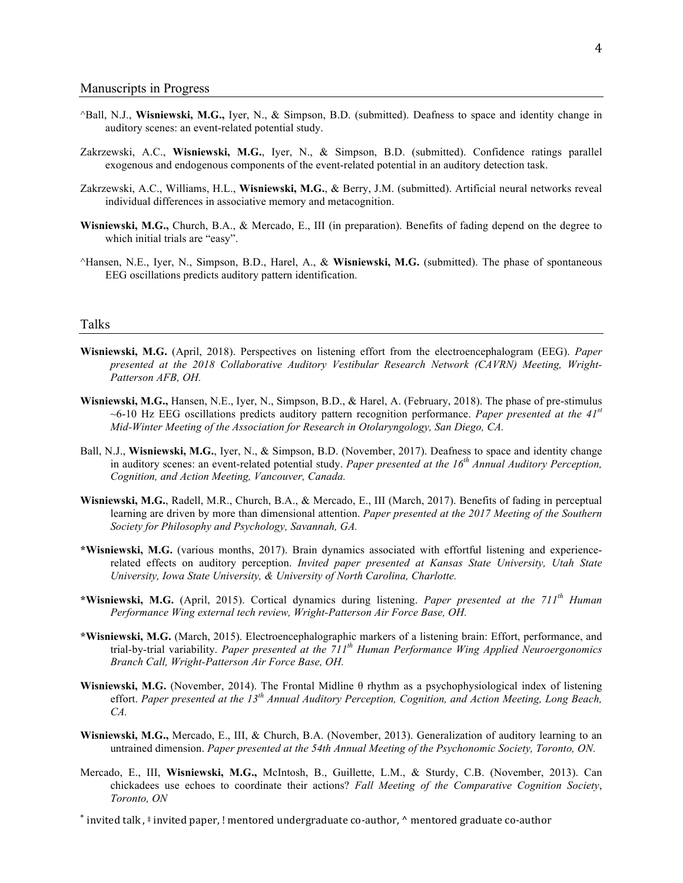## Manuscripts in Progress

^Ball, N.J., **Wisniewski, M.G.,** Iyer, N., & Simpson, B.D. (submitted). Deafness to space and identity change in auditory scenes: an event-related potential study.

Zakrzewski, A.C., **Wisniewski, M.G.**, Iyer, N., & Simpson, B.D. (submitted). Confidence ratings parallel exogenous and endogenous components of the event-related potential in an auditory detection task.

Zakrzewski, A.C., Williams, H.L., **Wisniewski, M.G.**, & Berry, J.M. (submitted). Artificial neural networks reveal individual differences in associative memory and metacognition.

**Wisniewski, M.G.,** Church, B.A., & Mercado, E., III (in preparation). Benefits of fading depend on the degree to which initial trials are "easy".

^Hansen, N.E., Iyer, N., Simpson, B.D., Harel, A., & **Wisniewski, M.G.** (submitted). The phase of spontaneous EEG oscillations predicts auditory pattern identification.

## Talks

**Wisniewski, M.G.** (April, 2018). Perspectives on listening effort from the electroencephalogram (EEG). *Paper presented at the 2018 Collaborative Auditory Vestibular Research Network (CAVRN) Meeting, Wright-Patterson AFB, OH.*

**Wisniewski, M.G.,** Hansen, N.E., Iyer, N., Simpson, B.D., & Harel, A. (February, 2018). The phase of pre-stimulus ~6-10 Hz EEG oscillations predicts auditory pattern recognition performance. *Paper presented at the 41st Mid-Winter Meeting of the Association for Research in Otolaryngology, San Diego, CA.*

Ball, N.J., **Wisniewski, M.G.**, Iyer, N., & Simpson, B.D. (November, 2017). Deafness to space and identity change in auditory scenes: an event-related potential study. *Paper presented at the 16th Annual Auditory Perception, Cognition, and Action Meeting, Vancouver, Canada.*

**Wisniewski, M.G.**, Radell, M.R., Church, B.A., & Mercado, E., III (March, 2017). Benefits of fading in perceptual learning are driven by more than dimensional attention. *Paper presented at the 2017 Meeting of the Southern Society for Philosophy and Psychology, Savannah, GA.*

***Wisniewski, M.G.** (various months, 2017). Brain dynamics associated with effortful listening and experience-related effects on auditory perception. *Invited paper presented at Kansas State University, Utah State University, Iowa State University, & University of North Carolina, Charlotte.*

***Wisniewski, M.G.** (April, 2015). Cortical dynamics during listening. *Paper presented at the 711th Human Performance Wing external tech review, Wright-Patterson Air Force Base, OH.*

***Wisniewski, M.G.** (March, 2015). Electroencephalographic markers of a listening brain: Effort, performance, and trial-by-trial variability. *Paper presented at the 711th Human Performance Wing Applied Neuroergonomics Branch Call, Wright-Patterson Air Force Base, OH.*

**Wisniewski, M.G.** (November, 2014). The Frontal Midline θ rhythm as a psychophysiological index of listening effort. *Paper presented at the 13th Annual Auditory Perception, Cognition, and Action Meeting, Long Beach, CA.*

**Wisniewski, M.G.,** Mercado, E., III, & Church, B.A. (November, 2013). Generalization of auditory learning to an untrained dimension. *Paper presented at the 54th Annual Meeting of the Psychonomic Society, Toronto, ON.*

Mercado, E., III, **Wisniewski, M.G.,** McIntosh, B., Guillette, L.M., & Sturdy, C.B. (November, 2013). Can chickadees use echoes to coordinate their actions? *Fall Meeting of the Comparative Cognition Society*, *Toronto, ON*

* invited talk , ‡ invited paper, ! mentored undergraduate co-author, ^ mentored graduate co-author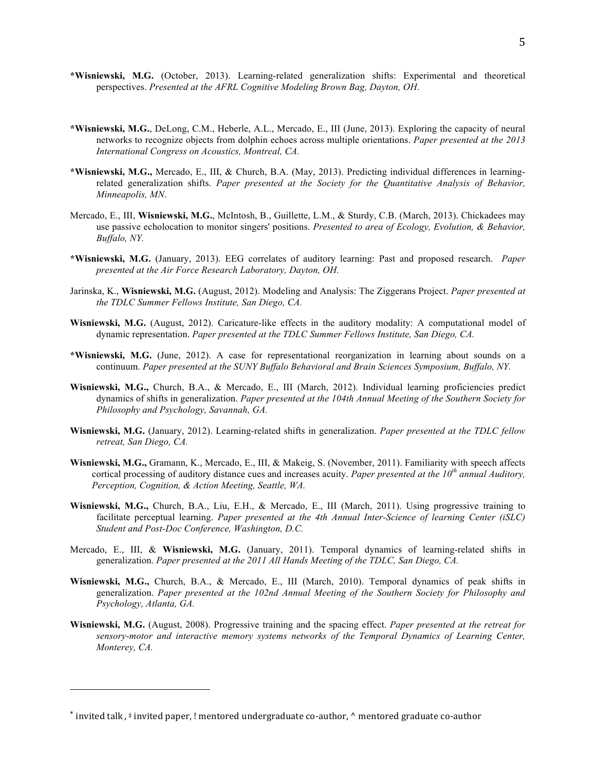**\*Wisniewski, M.G.** (October, 2013). Learning-related generalization shifts: Experimental and theoretical perspectives. *Presented at the AFRL Cognitive Modeling Brown Bag, Dayton, OH.*

**\*Wisniewski, M.G.**, DeLong, C.M., Heberle, A.L., Mercado, E., III (June, 2013). Exploring the capacity of neural networks to recognize objects from dolphin echoes across multiple orientations. *Paper presented at the 2013 International Congress on Acoustics, Montreal, CA.*

**\*Wisniewski, M.G.,** Mercado, E., III, & Church, B.A. (May, 2013). Predicting individual differences in learning-related generalization shifts. *Paper presented at the Society for the Quantitative Analysis of Behavior, Minneapolis, MN.*

Mercado, E., III, **Wisniewski, M.G.**, McIntosh, B., Guillette, L.M., & Sturdy, C.B. (March, 2013). Chickadees may use passive echolocation to monitor singers' positions. *Presented to area of Ecology, Evolution, & Behavior, Buffalo, NY.*

**\*Wisniewski, M.G.** (January, 2013). EEG correlates of auditory learning: Past and proposed research. *Paper presented at the Air Force Research Laboratory, Dayton, OH.*

Jarinska, K., **Wisniewski, M.G.** (August, 2012). Modeling and Analysis: The Ziggerans Project. *Paper presented at the TDLC Summer Fellows Institute, San Diego, CA.*

**Wisniewski, M.G.** (August, 2012). Caricature-like effects in the auditory modality: A computational model of dynamic representation. *Paper presented at the TDLC Summer Fellows Institute, San Diego, CA.*

**\*Wisniewski, M.G.** (June, 2012). A case for representational reorganization in learning about sounds on a continuum. *Paper presented at the SUNY Buffalo Behavioral and Brain Sciences Symposium, Buffalo, NY.*

**Wisniewski, M.G.,** Church, B.A., & Mercado, E., III (March, 2012). Individual learning proficiencies predict dynamics of shifts in generalization. *Paper presented at the 104th Annual Meeting of the Southern Society for Philosophy and Psychology, Savannah, GA.*

**Wisniewski, M.G.** (January, 2012). Learning-related shifts in generalization. *Paper presented at the TDLC fellow retreat, San Diego, CA.*

**Wisniewski, M.G.,** Gramann, K., Mercado, E., III, & Makeig, S. (November, 2011). Familiarity with speech affects cortical processing of auditory distance cues and increases acuity. *Paper presented at the 10th annual Auditory, Perception, Cognition, & Action Meeting, Seattle, WA.*

**Wisniewski, M.G.,** Church, B.A., Liu, E.H., & Mercado, E., III (March, 2011). Using progressive training to facilitate perceptual learning. *Paper presented at the 4th Annual Inter-Science of learning Center (iSLC) Student and Post-Doc Conference, Washington, D.C.*

Mercado, E., III, & **Wisniewski, M.G.** (January, 2011). Temporal dynamics of learning-related shifts in generalization. *Paper presented at the 2011 All Hands Meeting of the TDLC, San Diego, CA.*

**Wisniewski, M.G.,** Church, B.A., & Mercado, E., III (March, 2010). Temporal dynamics of peak shifts in generalization. *Paper presented at the 102nd Annual Meeting of the Southern Society for Philosophy and Psychology, Atlanta, GA.*

**Wisniewski, M.G.** (August, 2008). Progressive training and the spacing effect. *Paper presented at the retreat for sensory-motor and interactive memory systems networks of the Temporal Dynamics of Learning Center, Monterey, CA.*

---

\* invited talk, ‡ invited paper, ! mentored undergraduate co-author, ^ mentored graduate co-author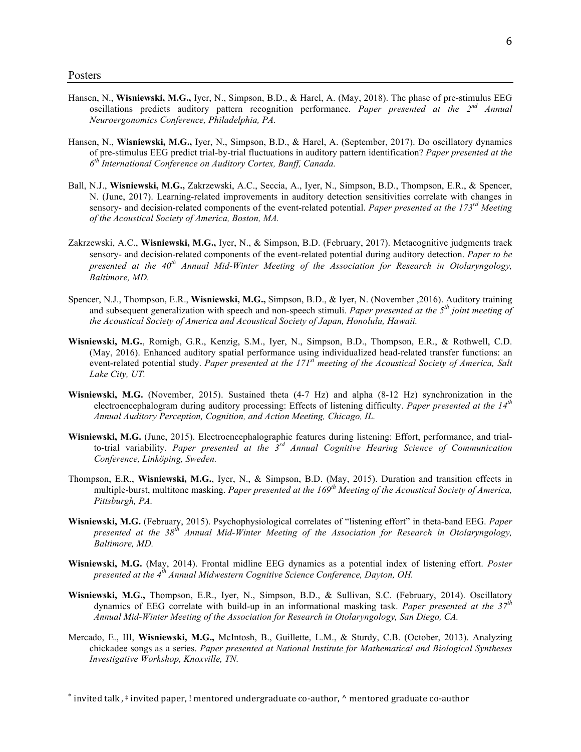## Posters

Hansen, N., **Wisniewski, M.G.,** Iyer, N., Simpson, B.D., & Harel, A. (May, 2018). The phase of pre-stimulus EEG oscillations predicts auditory pattern recognition performance. *Paper presented at the 2nd Annual Neuroergonomics Conference, Philadelphia, PA.*

Hansen, N., **Wisniewski, M.G.,** Iyer, N., Simpson, B.D., & Harel, A. (September, 2017). Do oscillatory dynamics of pre-stimulus EEG predict trial-by-trial fluctuations in auditory pattern identification? *Paper presented at the 6th International Conference on Auditory Cortex, Banff, Canada.*

Ball, N.J., **Wisniewski, M.G.,** Zakrzewski, A.C., Seccia, A., Iyer, N., Simpson, B.D., Thompson, E.R., & Spencer, N. (June, 2017). Learning-related improvements in auditory detection sensitivities correlate with changes in sensory- and decision-related components of the event-related potential. *Paper presented at the 173rd Meeting of the Acoustical Society of America, Boston, MA.*

Zakrzewski, A.C., **Wisniewski, M.G.,** Iyer, N., & Simpson, B.D. (February, 2017). Metacognitive judgments track sensory- and decision-related components of the event-related potential during auditory detection. *Paper to be presented at the 40th Annual Mid-Winter Meeting of the Association for Research in Otolaryngology, Baltimore, MD.*

Spencer, N.J., Thompson, E.R., **Wisniewski, M.G.,** Simpson, B.D., & Iyer, N. (November ,2016). Auditory training and subsequent generalization with speech and non-speech stimuli. *Paper presented at the 5th joint meeting of the Acoustical Society of America and Acoustical Society of Japan, Honolulu, Hawaii.*

**Wisniewski, M.G.**, Romigh, G.R., Kenzig, S.M., Iyer, N., Simpson, B.D., Thompson, E.R., & Rothwell, C.D. (May, 2016). Enhanced auditory spatial performance using individualized head-related transfer functions: an event-related potential study. *Paper presented at the 171st meeting of the Acoustical Society of America, Salt Lake City, UT.*

**Wisniewski, M.G.** (November, 2015). Sustained theta (4-7 Hz) and alpha (8-12 Hz) synchronization in the electroencephalogram during auditory processing: Effects of listening difficulty. *Paper presented at the 14th Annual Auditory Perception, Cognition, and Action Meeting, Chicago, IL.*

**Wisniewski, M.G.** (June, 2015). Electroencephalographic features during listening: Effort, performance, and trial-to-trial variability. *Paper presented at the 3rd Annual Cognitive Hearing Science of Communication Conference, Linköping, Sweden.*

Thompson, E.R., **Wisniewski, M.G.**, Iyer, N., & Simpson, B.D. (May, 2015). Duration and transition effects in multiple-burst, multitone masking. *Paper presented at the 169th Meeting of the Acoustical Society of America, Pittsburgh, PA.*

**Wisniewski, M.G.** (February, 2015). Psychophysiological correlates of "listening effort" in theta-band EEG. *Paper presented at the 38th Annual Mid-Winter Meeting of the Association for Research in Otolaryngology, Baltimore, MD.*

**Wisniewski, M.G.** (May, 2014). Frontal midline EEG dynamics as a potential index of listening effort. *Poster presented at the 4th Annual Midwestern Cognitive Science Conference, Dayton, OH.*

**Wisniewski, M.G.,** Thompson, E.R., Iyer, N., Simpson, B.D., & Sullivan, S.C. (February, 2014). Oscillatory dynamics of EEG correlate with build-up in an informational masking task. *Paper presented at the 37th Annual Mid-Winter Meeting of the Association for Research in Otolaryngology, San Diego, CA.*

Mercado, E., III, **Wisniewski, M.G.,** McIntosh, B., Guillette, L.M., & Sturdy, C.B. (October, 2013). Analyzing chickadee songs as a series. *Paper presented at National Institute for Mathematical and Biological Syntheses Investigative Workshop, Knoxville, TN.*

* invited talk , ‡ invited paper, ! mentored undergraduate co-author, ^ mentored graduate co-author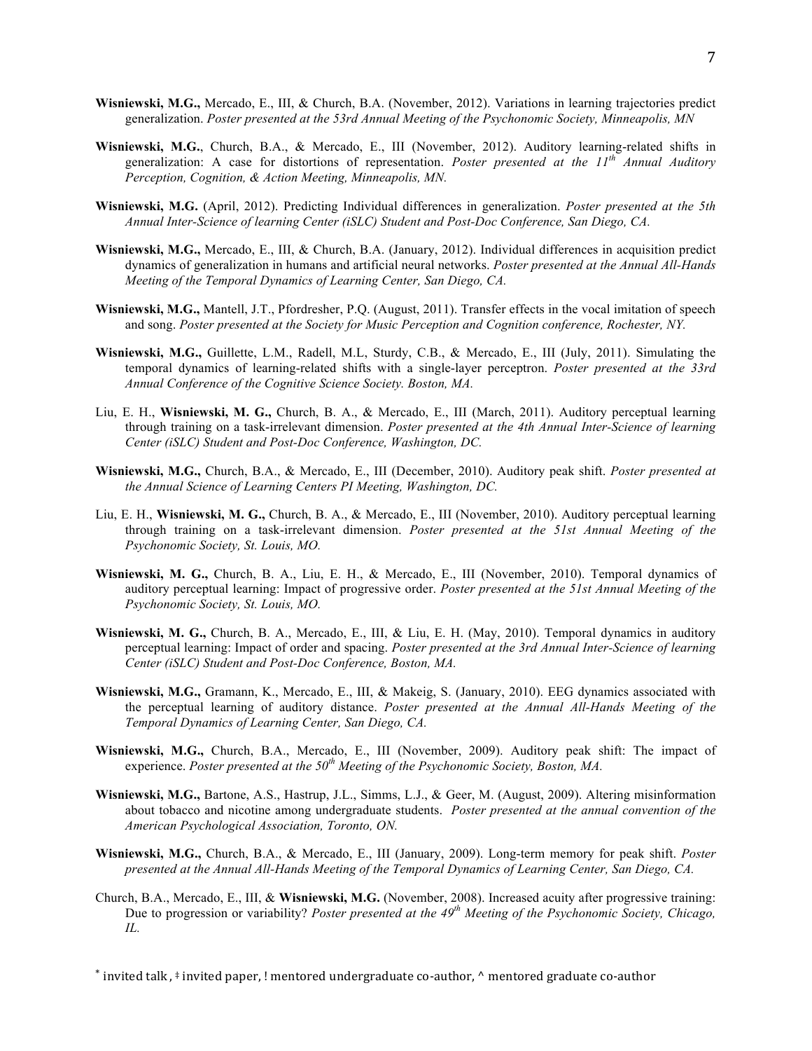**Wisniewski, M.G.,** Mercado, E., III, & Church, B.A. (November, 2012). Variations in learning trajectories predict generalization. *Poster presented at the 53rd Annual Meeting of the Psychonomic Society, Minneapolis, MN*

**Wisniewski, M.G.**, Church, B.A., & Mercado, E., III (November, 2012). Auditory learning-related shifts in generalization: A case for distortions of representation. *Poster presented at the 11th Annual Auditory Perception, Cognition, & Action Meeting, Minneapolis, MN.*

**Wisniewski, M.G.** (April, 2012). Predicting Individual differences in generalization. *Poster presented at the 5th Annual Inter-Science of learning Center (iSLC) Student and Post-Doc Conference, San Diego, CA.*

**Wisniewski, M.G.,** Mercado, E., III, & Church, B.A. (January, 2012). Individual differences in acquisition predict dynamics of generalization in humans and artificial neural networks. *Poster presented at the Annual All-Hands Meeting of the Temporal Dynamics of Learning Center, San Diego, CA.*

**Wisniewski, M.G.,** Mantell, J.T., Pfordresher, P.Q. (August, 2011). Transfer effects in the vocal imitation of speech and song. *Poster presented at the Society for Music Perception and Cognition conference, Rochester, NY.*

**Wisniewski, M.G.,** Guillette, L.M., Radell, M.L, Sturdy, C.B., & Mercado, E., III (July, 2011). Simulating the temporal dynamics of learning-related shifts with a single-layer perceptron. *Poster presented at the 33rd Annual Conference of the Cognitive Science Society. Boston, MA.*

Liu, E. H., **Wisniewski, M. G.,** Church, B. A., & Mercado, E., III (March, 2011). Auditory perceptual learning through training on a task-irrelevant dimension. *Poster presented at the 4th Annual Inter-Science of learning Center (iSLC) Student and Post-Doc Conference, Washington, DC.*

**Wisniewski, M.G.,** Church, B.A., & Mercado, E., III (December, 2010). Auditory peak shift. *Poster presented at the Annual Science of Learning Centers PI Meeting, Washington, DC.*

Liu, E. H., **Wisniewski, M. G.,** Church, B. A., & Mercado, E., III (November, 2010). Auditory perceptual learning through training on a task-irrelevant dimension. *Poster presented at the 51st Annual Meeting of the Psychonomic Society, St. Louis, MO.*

**Wisniewski, M. G.,** Church, B. A., Liu, E. H., & Mercado, E., III (November, 2010). Temporal dynamics of auditory perceptual learning: Impact of progressive order. *Poster presented at the 51st Annual Meeting of the Psychonomic Society, St. Louis, MO.*

**Wisniewski, M. G.,** Church, B. A., Mercado, E., III, & Liu, E. H. (May, 2010). Temporal dynamics in auditory perceptual learning: Impact of order and spacing. *Poster presented at the 3rd Annual Inter-Science of learning Center (iSLC) Student and Post-Doc Conference, Boston, MA.*

**Wisniewski, M.G.,** Gramann, K., Mercado, E., III, & Makeig, S. (January, 2010). EEG dynamics associated with the perceptual learning of auditory distance. *Poster presented at the Annual All-Hands Meeting of the Temporal Dynamics of Learning Center, San Diego, CA.*

**Wisniewski, M.G.,** Church, B.A., Mercado, E., III (November, 2009). Auditory peak shift: The impact of experience. *Poster presented at the 50th Meeting of the Psychonomic Society, Boston, MA.*

**Wisniewski, M.G.,** Bartone, A.S., Hastrup, J.L., Simms, L.J., & Geer, M. (August, 2009). Altering misinformation about tobacco and nicotine among undergraduate students. *Poster presented at the annual convention of the American Psychological Association, Toronto, ON.*

**Wisniewski, M.G.,** Church, B.A., & Mercado, E., III (January, 2009). Long-term memory for peak shift. *Poster presented at the Annual All-Hands Meeting of the Temporal Dynamics of Learning Center, San Diego, CA.*

Church, B.A., Mercado, E., III, & **Wisniewski, M.G.** (November, 2008). Increased acuity after progressive training: Due to progression or variability? *Poster presented at the 49th Meeting of the Psychonomic Society, Chicago, IL.*

* invited talk, ‡ invited paper, ! mentored undergraduate co-author, ^ mentored graduate co-author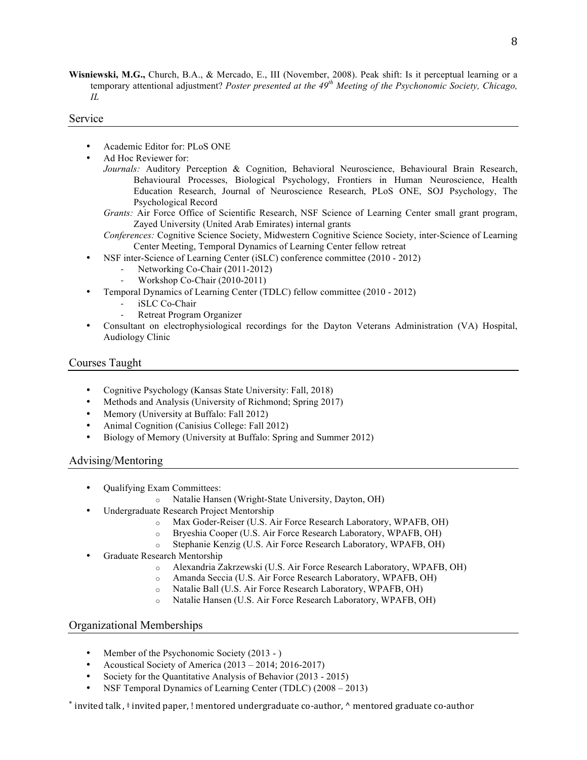**Wisniewski, M.G.,** Church, B.A., & Mercado, E., III (November, 2008). Peak shift: Is it perceptual learning or a temporary attentional adjustment? *Poster presented at the 49th Meeting of the Psychonomic Society, Chicago, IL*

## Service

- Academic Editor for: PLoS ONE
- Ad Hoc Reviewer for:
  *Journals:* Auditory Perception & Cognition, Behavioral Neuroscience, Behavioural Brain Research, Behavioural Processes, Biological Psychology, Frontiers in Human Neuroscience, Health Education Research, Journal of Neuroscience Research, PLoS ONE, SOJ Psychology, The Psychological Record
  *Grants:* Air Force Office of Scientific Research, NSF Science of Learning Center small grant program, Zayed University (United Arab Emirates) internal grants
  *Conferences:* Cognitive Science Society, Midwestern Cognitive Science Society, inter-Science of Learning Center Meeting, Temporal Dynamics of Learning Center fellow retreat
- NSF inter-Science of Learning Center (iSLC) conference committee (2010 - 2012)
  - Networking Co-Chair (2011-2012)
  - Workshop Co-Chair (2010-2011)
- Temporal Dynamics of Learning Center (TDLC) fellow committee (2010 - 2012)
  - iSLC Co-Chair
  - Retreat Program Organizer
- Consultant on electrophysiological recordings for the Dayton Veterans Administration (VA) Hospital, Audiology Clinic

## Courses Taught

- Cognitive Psychology (Kansas State University: Fall, 2018)
- Methods and Analysis (University of Richmond; Spring 2017)
- Memory (University at Buffalo: Fall 2012)
- Animal Cognition (Canisius College: Fall 2012)
- Biology of Memory (University at Buffalo: Spring and Summer 2012)

## Advising/Mentoring

- Qualifying Exam Committees:
  - Natalie Hansen (Wright-State University, Dayton, OH)
- Undergraduate Research Project Mentorship
  - Max Goder-Reiser (U.S. Air Force Research Laboratory, WPAFB, OH)
  - Bryeshia Cooper (U.S. Air Force Research Laboratory, WPAFB, OH)
  - Stephanie Kenzig (U.S. Air Force Research Laboratory, WPAFB, OH)
- Graduate Research Mentorship
  - Alexandria Zakrzewski (U.S. Air Force Research Laboratory, WPAFB, OH)
  - Amanda Seccia (U.S. Air Force Research Laboratory, WPAFB, OH)
  - Natalie Ball (U.S. Air Force Research Laboratory, WPAFB, OH)
  - Natalie Hansen (U.S. Air Force Research Laboratory, WPAFB, OH)

## Organizational Memberships

- Member of the Psychonomic Society (2013 - )
- Acoustical Society of America (2013 – 2014; 2016-2017)
- Society for the Quantitative Analysis of Behavior (2013 - 2015)
- NSF Temporal Dynamics of Learning Center (TDLC) (2008 – 2013)

* invited talk, ‡ invited paper, ! mentored undergraduate co-author, ^ mentored graduate co-author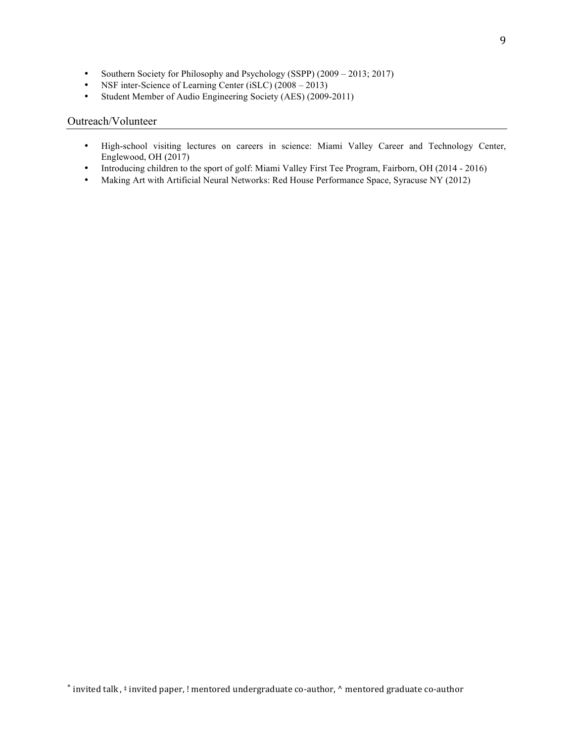- Southern Society for Philosophy and Psychology (SSPP) (2009 – 2013; 2017)
- NSF inter-Science of Learning Center (iSLC) (2008 – 2013)
- Student Member of Audio Engineering Society (AES) (2009-2011)

## Outreach/Volunteer

- High-school visiting lectures on careers in science: Miami Valley Career and Technology Center, Englewood, OH (2017)
- Introducing children to the sport of golf: Miami Valley First Tee Program, Fairborn, OH (2014 - 2016)
- Making Art with Artificial Neural Networks: Red House Performance Space, Syracuse NY (2012)

* invited talk , ‡ invited paper, ! mentored undergraduate co-author, ^ mentored graduate co-author